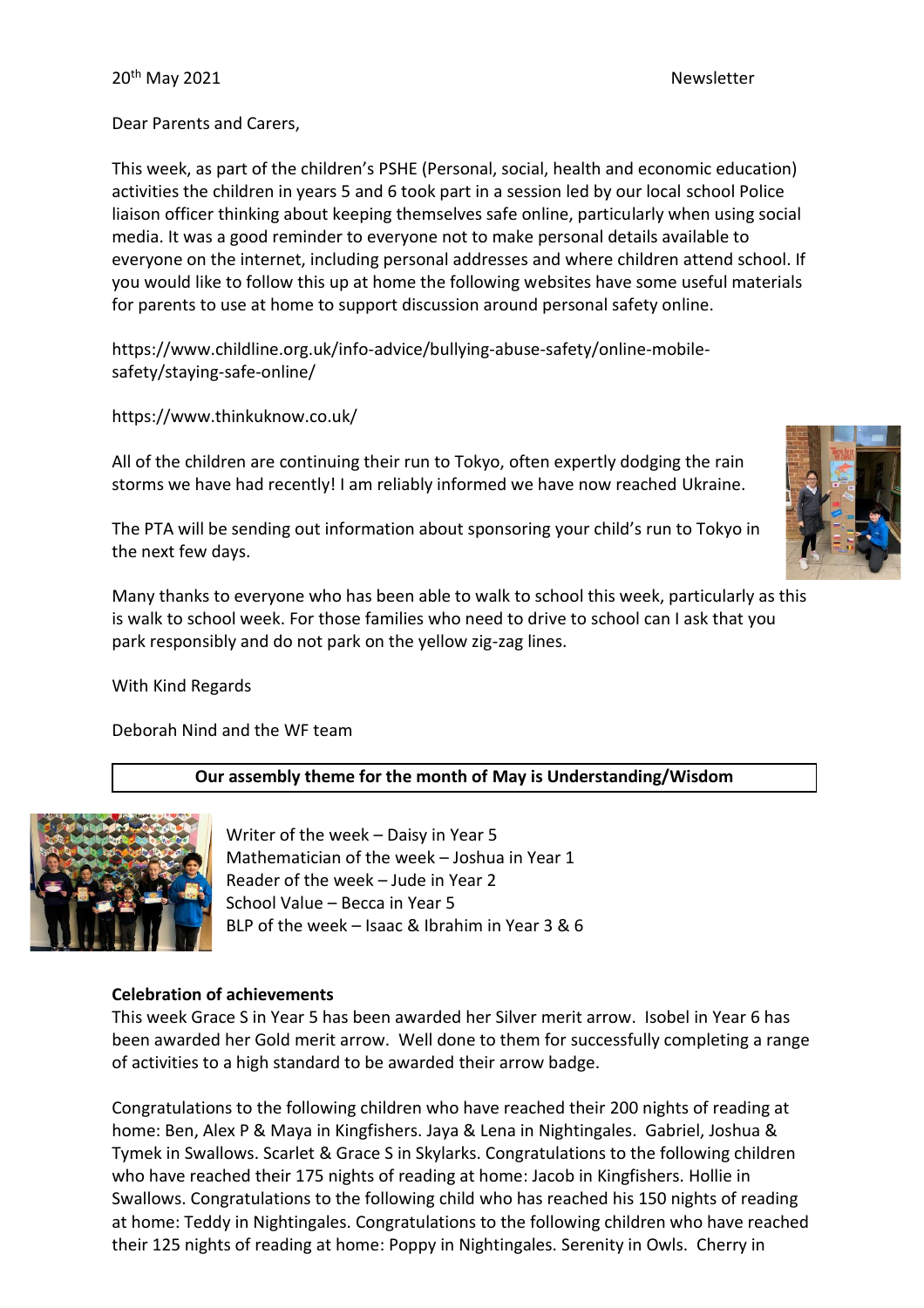20th May 2021 Newsletter

Dear Parents and Carers,

This week, as part of the children's PSHE (Personal, social, health and economic education) activities the children in years 5 and 6 took part in a session led by our local school Police liaison officer thinking about keeping themselves safe online, particularly when using social media. It was a good reminder to everyone not to make personal details available to everyone on the internet, including personal addresses and where children attend school. If you would like to follow this up at home the following websites have some useful materials for parents to use at home to support discussion around personal safety online.

https://www.childline.org.uk/info-advice/bullying-abuse-safety/online-mobile-safety/staying-safe-online/

https://www.thinkuknow.co.uk/

All of the children are continuing their run to Tokyo, often expertly dodging the rain storms we have had recently! I am reliably informed we have now reached Ukraine.

The PTA will be sending out information about sponsoring your child's run to Tokyo in the next few days.

Many thanks to everyone who has been able to walk to school this week, particularly as this is walk to school week. For those families who need to drive to school can I ask that you park responsibly and do not park on the yellow zig-zag lines.

With Kind Regards

Deborah Nind and the WF team

**Our assembly theme for the month of May is Understanding/Wisdom**

Writer of the week – Daisy in Year 5
Mathematician of the week – Joshua in Year 1
Reader of the week – Jude in Year 2
School Value – Becca in Year 5
BLP of the week – Isaac & Ibrahim in Year 3 & 6

**Celebration of achievements**

This week Grace S in Year 5 has been awarded her Silver merit arrow. Isobel in Year 6 has been awarded her Gold merit arrow. Well done to them for successfully completing a range of activities to a high standard to be awarded their arrow badge.

Congratulations to the following children who have reached their 200 nights of reading at home: Ben, Alex P & Maya in Kingfishers. Jaya & Lena in Nightingales. Gabriel, Joshua & Tymek in Swallows. Scarlet & Grace S in Skylarks. Congratulations to the following children who have reached their 175 nights of reading at home: Jacob in Kingfishers. Hollie in Swallows. Congratulations to the following child who has reached his 150 nights of reading at home: Teddy in Nightingales. Congratulations to the following children who have reached their 125 nights of reading at home: Poppy in Nightingales. Serenity in Owls. Cherry in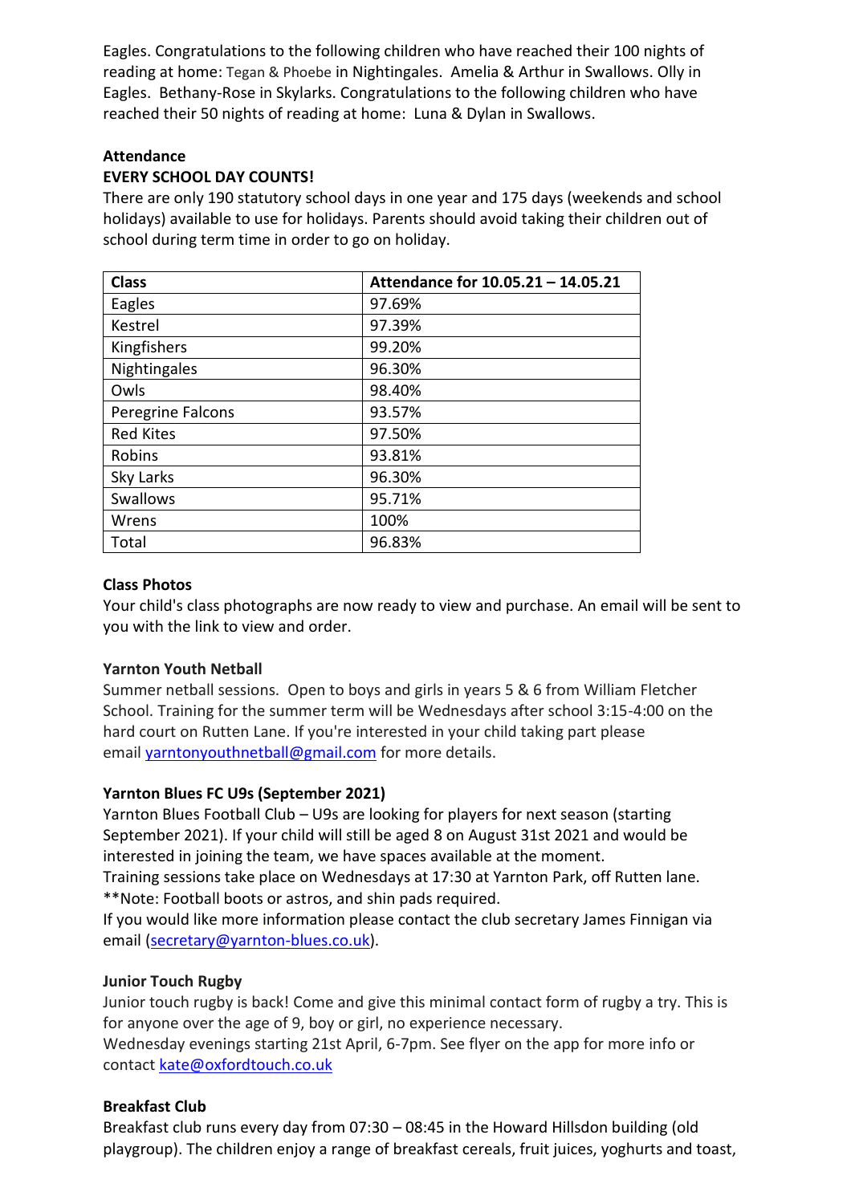Eagles. Congratulations to the following children who have reached their 100 nights of reading at home: Tegan & Phoebe in Nightingales. Amelia & Arthur in Swallows. Olly in Eagles. Bethany-Rose in Skylarks. Congratulations to the following children who have reached their 50 nights of reading at home: Luna & Dylan in Swallows.

**Attendance**

**EVERY SCHOOL DAY COUNTS!**

There are only 190 statutory school days in one year and 175 days (weekends and school holidays) available to use for holidays. Parents should avoid taking their children out of school during term time in order to go on holiday.

| Class | Attendance for 10.05.21 – 14.05.21 |
|---|---|
| Eagles | 97.69% |
| Kestrel | 97.39% |
| Kingfishers | 99.20% |
| Nightingales | 96.30% |
| Owls | 98.40% |
| Peregrine Falcons | 93.57% |
| Red Kites | 97.50% |
| Robins | 93.81% |
| Sky Larks | 96.30% |
| Swallows | 95.71% |
| Wrens | 100% |
| Total | 96.83% |

**Class Photos**

Your child's class photographs are now ready to view and purchase. An email will be sent to you with the link to view and order.

**Yarnton Youth Netball**

Summer netball sessions. Open to boys and girls in years 5 & 6 from William Fletcher School. Training for the summer term will be Wednesdays after school 3:15-4:00 on the hard court on Rutten Lane. If you're interested in your child taking part please email yarntonyouthnetball@gmail.com for more details.

**Yarnton Blues FC U9s (September 2021)**

Yarnton Blues Football Club – U9s are looking for players for next season (starting September 2021). If your child will still be aged 8 on August 31st 2021 and would be interested in joining the team, we have spaces available at the moment.

Training sessions take place on Wednesdays at 17:30 at Yarnton Park, off Rutten lane.

**Note: Football boots or astros, and shin pads required.

If you would like more information please contact the club secretary James Finnigan via email (secretary@yarnton-blues.co.uk).

**Junior Touch Rugby**

Junior touch rugby is back! Come and give this minimal contact form of rugby a try. This is for anyone over the age of 9, boy or girl, no experience necessary.

Wednesday evenings starting 21st April, 6-7pm. See flyer on the app for more info or contact kate@oxfordtouch.co.uk

**Breakfast Club**

Breakfast club runs every day from 07:30 – 08:45 in the Howard Hillsdon building (old playgroup). The children enjoy a range of breakfast cereals, fruit juices, yoghurts and toast,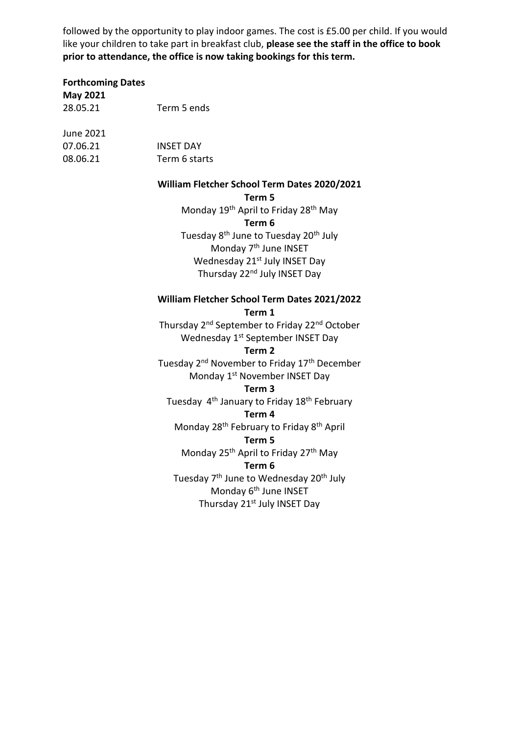followed by the opportunity to play indoor games. The cost is £5.00 per child. If you would like your children to take part in breakfast club, **please see the staff in the office to book prior to attendance, the office is now taking bookings for this term.**

**Forthcoming Dates**

**May 2021**

| | |
|---|---|
| 28.05.21 | Term 5 ends |

June 2021

| | |
|---|---|
| 07.06.21 | INSET DAY |
| 08.06.21 | Term 6 starts |

**William Fletcher School Term Dates 2020/2021**

**Term 5**

Monday 19th April to Friday 28th May

**Term 6**

Tuesday 8th June to Tuesday 20th July
Monday 7th June INSET
Wednesday 21st July INSET Day
Thursday 22nd July INSET Day

**William Fletcher School Term Dates 2021/2022**

**Term 1**

Thursday 2nd September to Friday 22nd October
Wednesday 1st September INSET Day

**Term 2**

Tuesday 2nd November to Friday 17th December
Monday 1st November INSET Day

**Term 3**

Tuesday 4th January to Friday 18th February

**Term 4**

Monday 28th February to Friday 8th April

**Term 5**

Monday 25th April to Friday 27th May

**Term 6**

Tuesday 7th June to Wednesday 20th July
Monday 6th June INSET
Thursday 21st July INSET Day